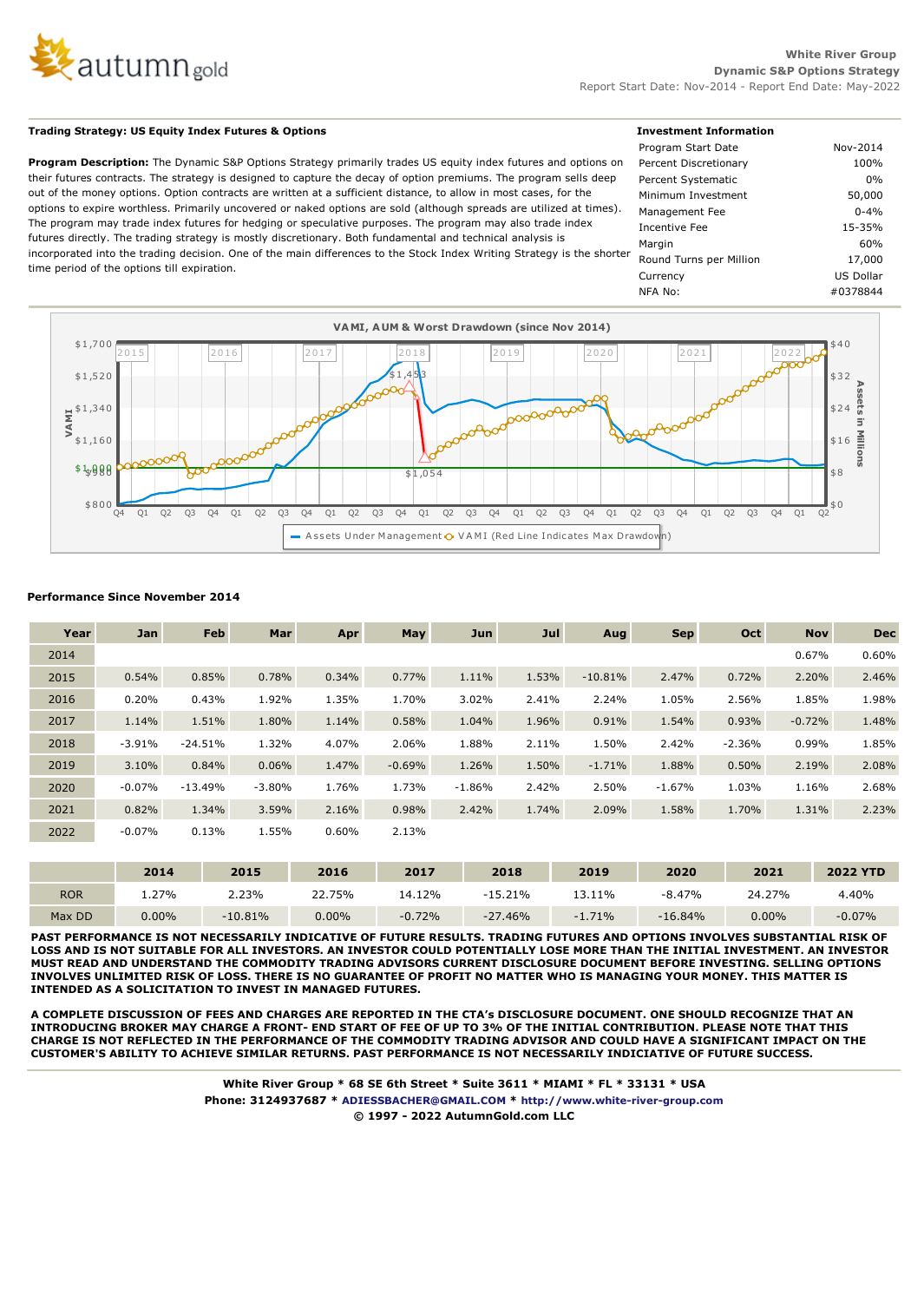autumngold

**White River Group**
**Dynamic S&P Options Strategy**
Report Start Date: Nov-2014 - Report End Date: May-2022

**Trading Strategy: US Equity Index Futures & Options**

**Program Description:** The Dynamic S&P Options Strategy primarily trades US equity index futures and options on their futures contracts. The strategy is designed to capture the decay of option premiums. The program sells deep out of the money options. Option contracts are written at a sufficient distance, to allow in most cases, for the options to expire worthless. Primarily uncovered or naked options are sold (although spreads are utilized at times). The program may trade index futures for hedging or speculative purposes. The program may also trade index futures directly. The trading strategy is mostly discretionary. Both fundamental and technical analysis is incorporated into the trading decision. One of the main differences to the Stock Index Writing Strategy is the shorter time period of the options till expiration.

**Investment Information**

| | |
|---|---|
| Program Start Date | Nov-2014 |
| Percent Discretionary | 100% |
| Percent Systematic | 0% |
| Minimum Investment | 50,000 |
| Management Fee | 0-4% |
| Incentive Fee | 15-35% |
| Margin | 60% |
| Round Turns per Million | 17,000 |
| Currency | US Dollar |
| NFA No: | #0378844 |

**VAMI, AUM & Worst Drawdown (since Nov 2014)**

Assets Under Management — VAMI (Red Line Indicates Max Drawdown)

**Performance Since November 2014**

| Year | Jan | Feb | Mar | Apr | May | Jun | Jul | Aug | Sep | Oct | Nov | Dec |
|---|---|---|---|---|---|---|---|---|---|---|---|---|
| 2014 | | | | | | | | | | | 0.67% | 0.60% |
| 2015 | 0.54% | 0.85% | 0.78% | 0.34% | 0.77% | 1.11% | 1.53% | -10.81% | 2.47% | 0.72% | 2.20% | 2.46% |
| 2016 | 0.20% | 0.43% | 1.92% | 1.35% | 1.70% | 3.02% | 2.41% | 2.24% | 1.05% | 2.56% | 1.85% | 1.98% |
| 2017 | 1.14% | 1.51% | 1.80% | 1.14% | 0.58% | 1.04% | 1.96% | 0.91% | 1.54% | 0.93% | -0.72% | 1.48% |
| 2018 | -3.91% | -24.51% | 1.32% | 4.07% | 2.06% | 1.88% | 2.11% | 1.50% | 2.42% | -2.36% | 0.99% | 1.85% |
| 2019 | 3.10% | 0.84% | 0.06% | 1.47% | -0.69% | 1.26% | 1.50% | -1.71% | 1.88% | 0.50% | 2.19% | 2.08% |
| 2020 | -0.07% | -13.49% | -3.80% | 1.76% | 1.73% | -1.86% | 2.42% | 2.50% | -1.67% | 1.03% | 1.16% | 2.68% |
| 2021 | 0.82% | 1.34% | 3.59% | 2.16% | 0.98% | 2.42% | 1.74% | 2.09% | 1.58% | 1.70% | 1.31% | 2.23% |
| 2022 | -0.07% | 0.13% | 1.55% | 0.60% | 2.13% | | | | | | | |

| | 2014 | 2015 | 2016 | 2017 | 2018 | 2019 | 2020 | 2021 | 2022 YTD |
|---|---|---|---|---|---|---|---|---|---|
| ROR | 1.27% | 2.23% | 22.75% | 14.12% | -15.21% | 13.11% | -8.47% | 24.27% | 4.40% |
| Max DD | 0.00% | -10.81% | 0.00% | -0.72% | -27.46% | -1.71% | -16.84% | 0.00% | -0.07% |

**PAST PERFORMANCE IS NOT NECESSARILY INDICATIVE OF FUTURE RESULTS. TRADING FUTURES AND OPTIONS INVOLVES SUBSTANTIAL RISK OF LOSS AND IS NOT SUITABLE FOR ALL INVESTORS. AN INVESTOR COULD POTENTIALLY LOSE MORE THAN THE INITIAL INVESTMENT. AN INVESTOR MUST READ AND UNDERSTAND THE COMMODITY TRADING ADVISORS CURRENT DISCLOSURE DOCUMENT BEFORE INVESTING. SELLING OPTIONS INVOLVES UNLIMITED RISK OF LOSS. THERE IS NO GUARANTEE OF PROFIT NO MATTER WHO IS MANAGING YOUR MONEY. THIS MATTER IS INTENDED AS A SOLICITATION TO INVEST IN MANAGED FUTURES.**

**A COMPLETE DISCUSSION OF FEES AND CHARGES ARE REPORTED IN THE CTA's DISCLOSURE DOCUMENT. ONE SHOULD RECOGNIZE THAT AN INTRODUCING BROKER MAY CHARGE A FRONT- END START OF FEE OF UP TO 3% OF THE INITIAL CONTRIBUTION. PLEASE NOTE THAT THIS CHARGE IS NOT REFLECTED IN THE PERFORMANCE OF THE COMMODITY TRADING ADVISOR AND COULD HAVE A SIGNIFICANT IMPACT ON THE CUSTOMER'S ABILITY TO ACHIEVE SIMILAR RETURNS. PAST PERFORMANCE IS NOT NECESSARILY INDICIATIVE OF FUTURE SUCCESS.**

**White River Group * 68 SE 6th Street * Suite 3611 * MIAMI * FL * 33131 * USA**
**Phone: 3124937687 * ADIESSBACHER@GMAIL.COM * http://www.white-river-group.com**
**© 1997 - 2022 AutumnGold.com LLC**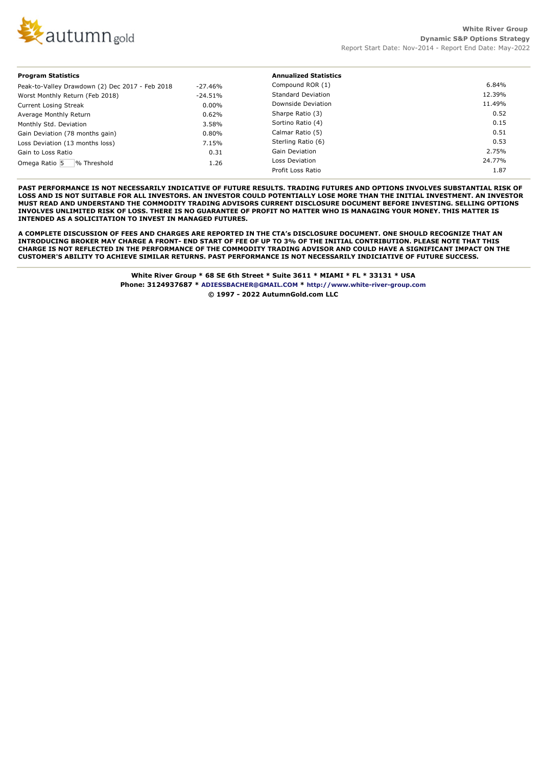White River Group
Dynamic S&P Options Strategy
Report Start Date: Nov-2014 - Report End Date: May-2022

| Program Statistics | |
|---|---|
| Peak-to-Valley Drawdown (2) Dec 2017 - Feb 2018 | -27.46% |
| Worst Monthly Return (Feb 2018) | -24.51% |
| Current Losing Streak | 0.00% |
| Average Monthly Return | 0.62% |
| Monthly Std. Deviation | 3.58% |
| Gain Deviation (78 months gain) | 0.80% |
| Loss Deviation (13 months loss) | 7.15% |
| Gain to Loss Ratio | 0.31 |
| Omega Ratio 5 % Threshold | 1.26 |

| Annualized Statistics | |
|---|---|
| Compound ROR (1) | 6.84% |
| Standard Deviation | 12.39% |
| Downside Deviation | 11.49% |
| Sharpe Ratio (3) | 0.52 |
| Sortino Ratio (4) | 0.15 |
| Calmar Ratio (5) | 0.51 |
| Sterling Ratio (6) | 0.53 |
| Gain Deviation | 2.75% |
| Loss Deviation | 24.77% |
| Profit Loss Ratio | 1.87 |

**PAST PERFORMANCE IS NOT NECESSARILY INDICATIVE OF FUTURE RESULTS. TRADING FUTURES AND OPTIONS INVOLVES SUBSTANTIAL RISK OF LOSS AND IS NOT SUITABLE FOR ALL INVESTORS. AN INVESTOR COULD POTENTIALLY LOSE MORE THAN THE INITIAL INVESTMENT. AN INVESTOR MUST READ AND UNDERSTAND THE COMMODITY TRADING ADVISORS CURRENT DISCLOSURE DOCUMENT BEFORE INVESTING. SELLING OPTIONS INVOLVES UNLIMITED RISK OF LOSS. THERE IS NO GUARANTEE OF PROFIT NO MATTER WHO IS MANAGING YOUR MONEY. THIS MATTER IS INTENDED AS A SOLICITATION TO INVEST IN MANAGED FUTURES.**

**A COMPLETE DISCUSSION OF FEES AND CHARGES ARE REPORTED IN THE CTA's DISCLOSURE DOCUMENT. ONE SHOULD RECOGNIZE THAT AN INTRODUCING BROKER MAY CHARGE A FRONT- END START OF FEE OF UP TO 3% OF THE INITIAL CONTRIBUTION. PLEASE NOTE THAT THIS CHARGE IS NOT REFLECTED IN THE PERFORMANCE OF THE COMMODITY TRADING ADVISOR AND COULD HAVE A SIGNIFICANT IMPACT ON THE CUSTOMER'S ABILITY TO ACHIEVE SIMILAR RETURNS. PAST PERFORMANCE IS NOT NECESSARILY INDICIATIVE OF FUTURE SUCCESS.**

**White River Group * 68 SE 6th Street * Suite 3611 * MIAMI * FL * 33131 * USA**
**Phone: 3124937687 * ADIESSBACHER@GMAIL.COM * http://www.white-river-group.com**
**© 1997 - 2022 AutumnGold.com LLC**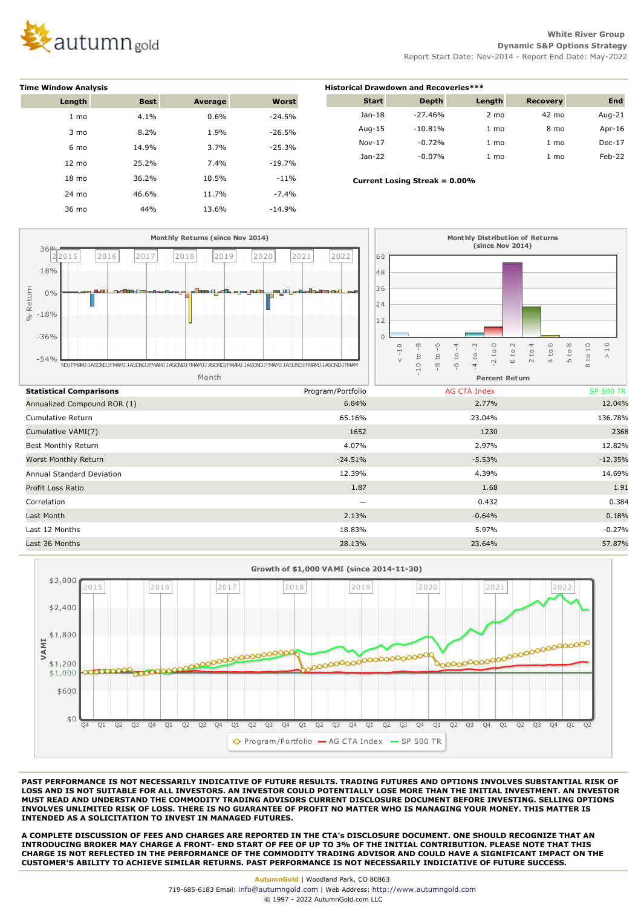White River Group
Dynamic S&P Options Strategy
Report Start Date: Nov-2014 - Report End Date: May-2022

**Time Window Analysis**

| Length | Best | Average | Worst |
|---|---|---|---|
| 1 mo | 4.1% | 0.6% | -24.5% |
| 3 mo | 8.2% | 1.9% | -26.5% |
| 6 mo | 14.9% | 3.7% | -25.3% |
| 12 mo | 25.2% | 7.4% | -19.7% |
| 18 mo | 36.2% | 10.5% | -11% |
| 24 mo | 46.6% | 11.7% | -7.4% |
| 36 mo | 44% | 13.6% | -14.9% |

**Historical Drawdown and Recoveries\*\*\***

| Start | Depth | Length | Recovery | End |
|---|---|---|---|---|
| Jan-18 | -27.46% | 2 mo | 42 mo | Aug-21 |
| Aug-15 | -10.81% | 1 mo | 8 mo | Apr-16 |
| Nov-17 | -0.72% | 1 mo | 1 mo | Dec-17 |
| Jan-22 | -0.07% | 1 mo | 1 mo | Feb-22 |

**Current Losing Streak = 0.00%**

Monthly Returns (since Nov 2014)

Monthly Distribution of Returns (since Nov 2014)

| Statistical Comparisons | Program/Portfolio | AG CTA Index | SP 500 TR |
|---|---|---|---|
| Annualized Compound ROR (1) | 6.84% | 2.77% | 12.04% |
| Cumulative Return | 65.16% | 23.04% | 136.78% |
| Cumulative VAMI(7) | 1652 | 1230 | 2368 |
| Best Monthly Return | 4.07% | 2.97% | 12.82% |
| Worst Monthly Return | -24.51% | -5.53% | -12.35% |
| Annual Standard Deviation | 12.39% | 4.39% | 14.69% |
| Profit Loss Ratio | 1.87 | 1.68 | 1.91 |
| Correlation | — | 0.432 | 0.384 |
| Last Month | 2.13% | -0.64% | 0.18% |
| Last 12 Months | 18.83% | 5.97% | -0.27% |
| Last 36 Months | 28.13% | 23.64% | 57.87% |

Growth of $1,000 VAMI (since 2014-11-30)

**PAST PERFORMANCE IS NOT NECESSARILY INDICATIVE OF FUTURE RESULTS. TRADING FUTURES AND OPTIONS INVOLVES SUBSTANTIAL RISK OF LOSS AND IS NOT SUITABLE FOR ALL INVESTORS. AN INVESTOR COULD POTENTIALLY LOSE MORE THAN THE INITIAL INVESTMENT. AN INVESTOR MUST READ AND UNDERSTAND THE COMMODITY TRADING ADVISORS CURRENT DISCLOSURE DOCUMENT BEFORE INVESTING. SELLING OPTIONS INVOLVES UNLIMITED RISK OF LOSS. THERE IS NO GUARANTEE OF PROFIT NO MATTER WHO IS MANAGING YOUR MONEY. THIS MATTER IS INTENDED AS A SOLICITATION TO INVEST IN MANAGED FUTURES.**

**A COMPLETE DISCUSSION OF FEES AND CHARGES ARE REPORTED IN THE CTA's DISCLOSURE DOCUMENT. ONE SHOULD RECOGNIZE THAT AN INTRODUCING BROKER MAY CHARGE A FRONT- END START OF FEE OF UP TO 3% OF THE INITIAL CONTRIBUTION. PLEASE NOTE THAT THIS CHARGE IS NOT REFLECTED IN THE PERFORMANCE OF THE COMMODITY TRADING ADVISOR AND COULD HAVE A SIGNIFICANT IMPACT ON THE CUSTOMER'S ABILITY TO ACHIEVE SIMILAR RETURNS. PAST PERFORMANCE IS NOT NECESSARILY INDICIATIVE OF FUTURE SUCCESS.**

AutumnGold | Woodland Park, CO 80863
719-685-6183 Email: info@autumngold.com | Web Address: http://www.autumngold.com
© 1997 - 2022 AutumnGold.com LLC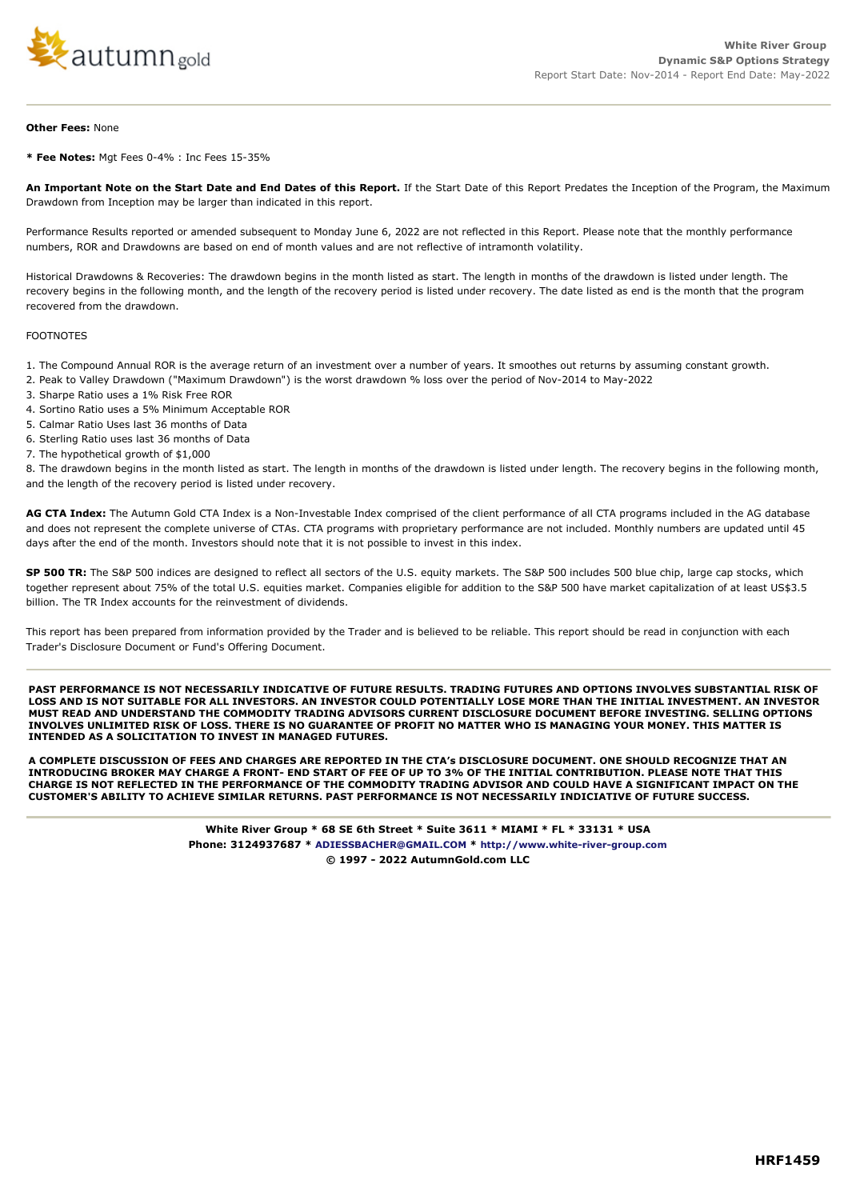**Other Fees:** None

**\* Fee Notes:** Mgt Fees 0-4% : Inc Fees 15-35%

**An Important Note on the Start Date and End Dates of this Report.** If the Start Date of this Report Predates the Inception of the Program, the Maximum Drawdown from Inception may be larger than indicated in this report.

Performance Results reported or amended subsequent to Monday June 6, 2022 are not reflected in this Report. Please note that the monthly performance numbers, ROR and Drawdowns are based on end of month values and are not reflective of intramonth volatility.

Historical Drawdowns & Recoveries: The drawdown begins in the month listed as start. The length in months of the drawdown is listed under length. The recovery begins in the following month, and the length of the recovery period is listed under recovery. The date listed as end is the month that the program recovered from the drawdown.

FOOTNOTES

1. The Compound Annual ROR is the average return of an investment over a number of years. It smoothes out returns by assuming constant growth.
2. Peak to Valley Drawdown ("Maximum Drawdown") is the worst drawdown % loss over the period of Nov-2014 to May-2022
3. Sharpe Ratio uses a 1% Risk Free ROR
4. Sortino Ratio uses a 5% Minimum Acceptable ROR
5. Calmar Ratio Uses last 36 months of Data
6. Sterling Ratio uses last 36 months of Data
7. The hypothetical growth of $1,000
8. The drawdown begins in the month listed as start. The length in months of the drawdown is listed under length. The recovery begins in the following month, and the length of the recovery period is listed under recovery.

**AG CTA Index:** The Autumn Gold CTA Index is a Non-Investable Index comprised of the client performance of all CTA programs included in the AG database and does not represent the complete universe of CTAs. CTA programs with proprietary performance are not included. Monthly numbers are updated until 45 days after the end of the month. Investors should note that it is not possible to invest in this index.

**SP 500 TR:** The S&P 500 indices are designed to reflect all sectors of the U.S. equity markets. The S&P 500 includes 500 blue chip, large cap stocks, which together represent about 75% of the total U.S. equities market. Companies eligible for addition to the S&P 500 have market capitalization of at least US$3.5 billion. The TR Index accounts for the reinvestment of dividends.

This report has been prepared from information provided by the Trader and is believed to be reliable. This report should be read in conjunction with each Trader's Disclosure Document or Fund's Offering Document.

**PAST PERFORMANCE IS NOT NECESSARILY INDICATIVE OF FUTURE RESULTS. TRADING FUTURES AND OPTIONS INVOLVES SUBSTANTIAL RISK OF LOSS AND IS NOT SUITABLE FOR ALL INVESTORS. AN INVESTOR COULD POTENTIALLY LOSE MORE THAN THE INITIAL INVESTMENT. AN INVESTOR MUST READ AND UNDERSTAND THE COMMODITY TRADING ADVISORS CURRENT DISCLOSURE DOCUMENT BEFORE INVESTING. SELLING OPTIONS INVOLVES UNLIMITED RISK OF LOSS. THERE IS NO GUARANTEE OF PROFIT NO MATTER WHO IS MANAGING YOUR MONEY. THIS MATTER IS INTENDED AS A SOLICITATION TO INVEST IN MANAGED FUTURES.**

**A COMPLETE DISCUSSION OF FEES AND CHARGES ARE REPORTED IN THE CTA's DISCLOSURE DOCUMENT. ONE SHOULD RECOGNIZE THAT AN INTRODUCING BROKER MAY CHARGE A FRONT- END START OF FEE OF UP TO 3% OF THE INITIAL CONTRIBUTION. PLEASE NOTE THAT THIS CHARGE IS NOT REFLECTED IN THE PERFORMANCE OF THE COMMODITY TRADING ADVISOR AND COULD HAVE A SIGNIFICANT IMPACT ON THE CUSTOMER'S ABILITY TO ACHIEVE SIMILAR RETURNS. PAST PERFORMANCE IS NOT NECESSARILY INDICIATIVE OF FUTURE SUCCESS.**

**White River Group * 68 SE 6th Street * Suite 3611 * MIAMI * FL * 33131 * USA**
**Phone: 3124937687 * ADIESSBACHER@GMAIL.COM * http://www.white-river-group.com**
**© 1997 - 2022 AutumnGold.com LLC**

**HRF1459**